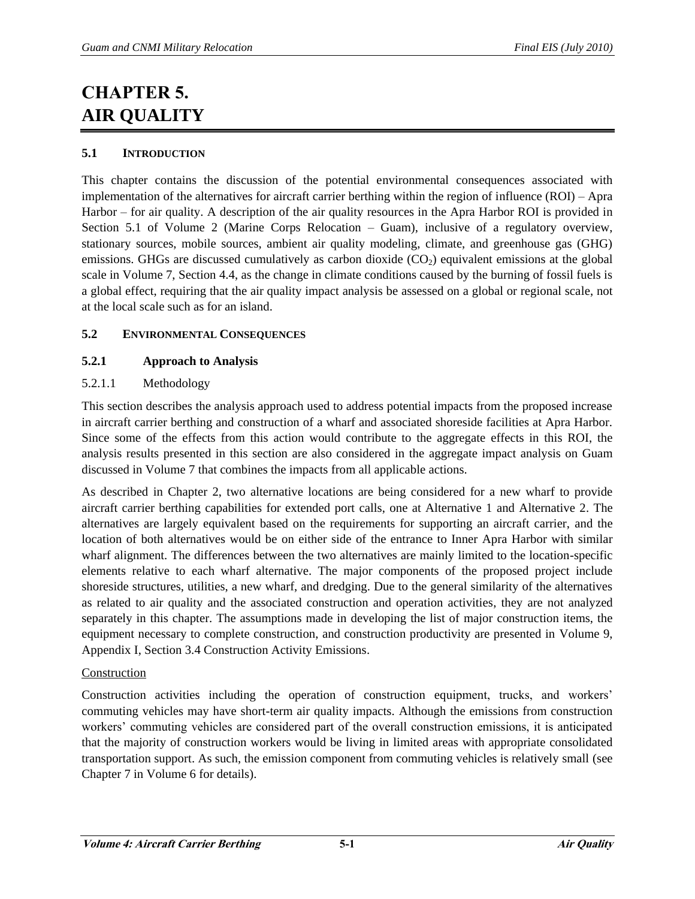# CHAPTER 5. AIR QUALITY

## 5.1 INTRODUCTION

This chapter contains the discussion of the potential environmental consequences associated with implementation of the alternatives for aircraft carrier berthing within the region of influence (ROI) – Apra Harbor – for air quality. A description of the air quality resources in the Apra Harbor ROI is provided in Section 5.1 of Volume 2 (Marine Corps Relocation – Guam), inclusive of a regulatory overview, stationary sources, mobile sources, ambient air quality modeling, climate, and greenhouse gas (GHG) emissions. GHGs are discussed cumulatively as carbon dioxide ($CO_2$) equivalent emissions at the global scale in Volume 7, Section 4.4, as the change in climate conditions caused by the burning of fossil fuels is a global effect, requiring that the air quality impact analysis be assessed on a global or regional scale, not at the local scale such as for an island.

## 5.2 ENVIRONMENTAL CONSEQUENCES

### 5.2.1 Approach to Analysis

#### 5.2.1.1 Methodology

This section describes the analysis approach used to address potential impacts from the proposed increase in aircraft carrier berthing and construction of a wharf and associated shoreside facilities at Apra Harbor. Since some of the effects from this action would contribute to the aggregate effects in this ROI, the analysis results presented in this section are also considered in the aggregate impact analysis on Guam discussed in Volume 7 that combines the impacts from all applicable actions.

As described in Chapter 2, two alternative locations are being considered for a new wharf to provide aircraft carrier berthing capabilities for extended port calls, one at Alternative 1 and Alternative 2. The alternatives are largely equivalent based on the requirements for supporting an aircraft carrier, and the location of both alternatives would be on either side of the entrance to Inner Apra Harbor with similar wharf alignment. The differences between the two alternatives are mainly limited to the location-specific elements relative to each wharf alternative. The major components of the proposed project include shoreside structures, utilities, a new wharf, and dredging. Due to the general similarity of the alternatives as related to air quality and the associated construction and operation activities, they are not analyzed separately in this chapter. The assumptions made in developing the list of major construction items, the equipment necessary to complete construction, and construction productivity are presented in Volume 9, Appendix I, Section 3.4 Construction Activity Emissions.

Construction

Construction activities including the operation of construction equipment, trucks, and workers' commuting vehicles may have short-term air quality impacts. Although the emissions from construction workers' commuting vehicles are considered part of the overall construction emissions, it is anticipated that the majority of construction workers would be living in limited areas with appropriate consolidated transportation support. As such, the emission component from commuting vehicles is relatively small (see Chapter 7 in Volume 6 for details).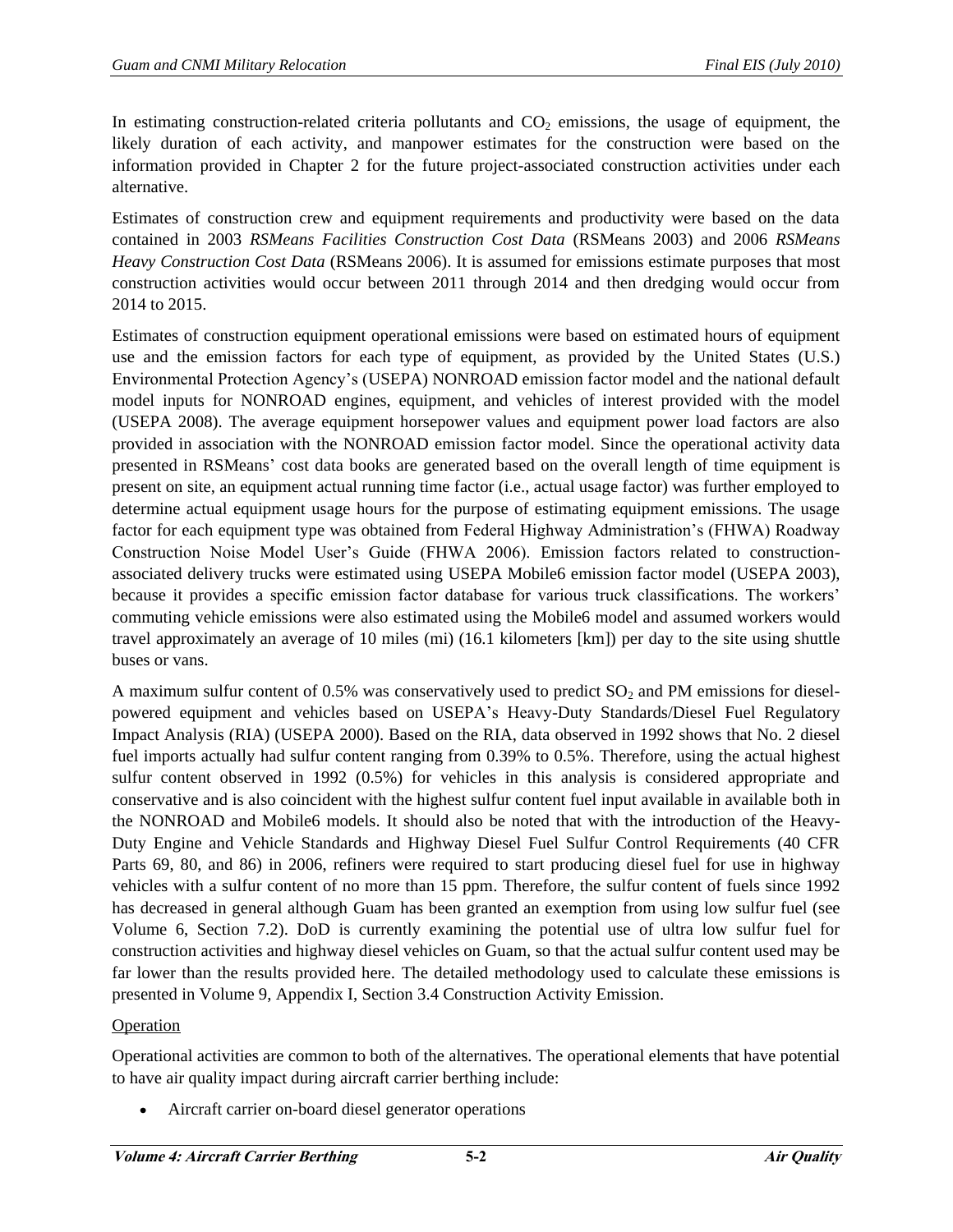In estimating construction-related criteria pollutants and $CO_2$ emissions, the usage of equipment, the likely duration of each activity, and manpower estimates for the construction were based on the information provided in Chapter 2 for the future project-associated construction activities under each alternative.

Estimates of construction crew and equipment requirements and productivity were based on the data contained in 2003 *RSMeans Facilities Construction Cost Data* (RSMeans 2003) and 2006 *RSMeans Heavy Construction Cost Data* (RSMeans 2006). It is assumed for emissions estimate purposes that most construction activities would occur between 2011 through 2014 and then dredging would occur from 2014 to 2015.

Estimates of construction equipment operational emissions were based on estimated hours of equipment use and the emission factors for each type of equipment, as provided by the United States (U.S.) Environmental Protection Agency's (USEPA) NONROAD emission factor model and the national default model inputs for NONROAD engines, equipment, and vehicles of interest provided with the model (USEPA 2008). The average equipment horsepower values and equipment power load factors are also provided in association with the NONROAD emission factor model. Since the operational activity data presented in RSMeans' cost data books are generated based on the overall length of time equipment is present on site, an equipment actual running time factor (i.e., actual usage factor) was further employed to determine actual equipment usage hours for the purpose of estimating equipment emissions. The usage factor for each equipment type was obtained from Federal Highway Administration's (FHWA) Roadway Construction Noise Model User's Guide (FHWA 2006). Emission factors related to construction-associated delivery trucks were estimated using USEPA Mobile6 emission factor model (USEPA 2003), because it provides a specific emission factor database for various truck classifications. The workers' commuting vehicle emissions were also estimated using the Mobile6 model and assumed workers would travel approximately an average of 10 miles (mi) (16.1 kilometers [km]) per day to the site using shuttle buses or vans.

A maximum sulfur content of 0.5% was conservatively used to predict $SO_2$ and PM emissions for diesel-powered equipment and vehicles based on USEPA's Heavy-Duty Standards/Diesel Fuel Regulatory Impact Analysis (RIA) (USEPA 2000). Based on the RIA, data observed in 1992 shows that No. 2 diesel fuel imports actually had sulfur content ranging from 0.39% to 0.5%. Therefore, using the actual highest sulfur content observed in 1992 (0.5%) for vehicles in this analysis is considered appropriate and conservative and is also coincident with the highest sulfur content fuel input available in available both in the NONROAD and Mobile6 models. It should also be noted that with the introduction of the Heavy-Duty Engine and Vehicle Standards and Highway Diesel Fuel Sulfur Control Requirements (40 CFR Parts 69, 80, and 86) in 2006, refiners were required to start producing diesel fuel for use in highway vehicles with a sulfur content of no more than 15 ppm. Therefore, the sulfur content of fuels since 1992 has decreased in general although Guam has been granted an exemption from using low sulfur fuel (see Volume 6, Section 7.2). DoD is currently examining the potential use of ultra low sulfur fuel for construction activities and highway diesel vehicles on Guam, so that the actual sulfur content used may be far lower than the results provided here. The detailed methodology used to calculate these emissions is presented in Volume 9, Appendix I, Section 3.4 Construction Activity Emission.

Operation

Operational activities are common to both of the alternatives. The operational elements that have potential to have air quality impact during aircraft carrier berthing include:

- Aircraft carrier on-board diesel generator operations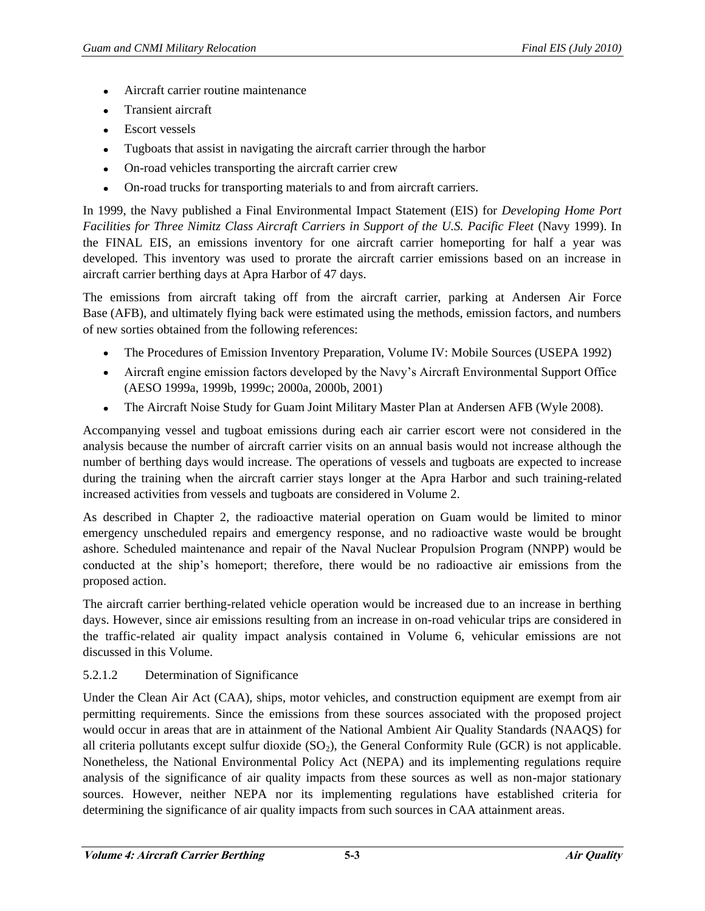- Aircraft carrier routine maintenance
- Transient aircraft
- Escort vessels
- Tugboats that assist in navigating the aircraft carrier through the harbor
- On-road vehicles transporting the aircraft carrier crew
- On-road trucks for transporting materials to and from aircraft carriers.

In 1999, the Navy published a Final Environmental Impact Statement (EIS) for *Developing Home Port Facilities for Three Nimitz Class Aircraft Carriers in Support of the U.S. Pacific Fleet* (Navy 1999). In the FINAL EIS, an emissions inventory for one aircraft carrier homeporting for half a year was developed. This inventory was used to prorate the aircraft carrier emissions based on an increase in aircraft carrier berthing days at Apra Harbor of 47 days.

The emissions from aircraft taking off from the aircraft carrier, parking at Andersen Air Force Base (AFB), and ultimately flying back were estimated using the methods, emission factors, and numbers of new sorties obtained from the following references:

- The Procedures of Emission Inventory Preparation, Volume IV: Mobile Sources (USEPA 1992)
- Aircraft engine emission factors developed by the Navy's Aircraft Environmental Support Office (AESO 1999a, 1999b, 1999c; 2000a, 2000b, 2001)
- The Aircraft Noise Study for Guam Joint Military Master Plan at Andersen AFB (Wyle 2008).

Accompanying vessel and tugboat emissions during each air carrier escort were not considered in the analysis because the number of aircraft carrier visits on an annual basis would not increase although the number of berthing days would increase. The operations of vessels and tugboats are expected to increase during the training when the aircraft carrier stays longer at the Apra Harbor and such training-related increased activities from vessels and tugboats are considered in Volume 2.

As described in Chapter 2, the radioactive material operation on Guam would be limited to minor emergency unscheduled repairs and emergency response, and no radioactive waste would be brought ashore. Scheduled maintenance and repair of the Naval Nuclear Propulsion Program (NNPP) would be conducted at the ship's homeport; therefore, there would be no radioactive air emissions from the proposed action.

The aircraft carrier berthing-related vehicle operation would be increased due to an increase in berthing days. However, since air emissions resulting from an increase in on-road vehicular trips are considered in the traffic-related air quality impact analysis contained in Volume 6, vehicular emissions are not discussed in this Volume.

#### 5.2.1.2 Determination of Significance

Under the Clean Air Act (CAA), ships, motor vehicles, and construction equipment are exempt from air permitting requirements. Since the emissions from these sources associated with the proposed project would occur in areas that are in attainment of the National Ambient Air Quality Standards (NAAQS) for all criteria pollutants except sulfur dioxide ($SO_2$), the General Conformity Rule (GCR) is not applicable. Nonetheless, the National Environmental Policy Act (NEPA) and its implementing regulations require analysis of the significance of air quality impacts from these sources as well as non-major stationary sources. However, neither NEPA nor its implementing regulations have established criteria for determining the significance of air quality impacts from such sources in CAA attainment areas.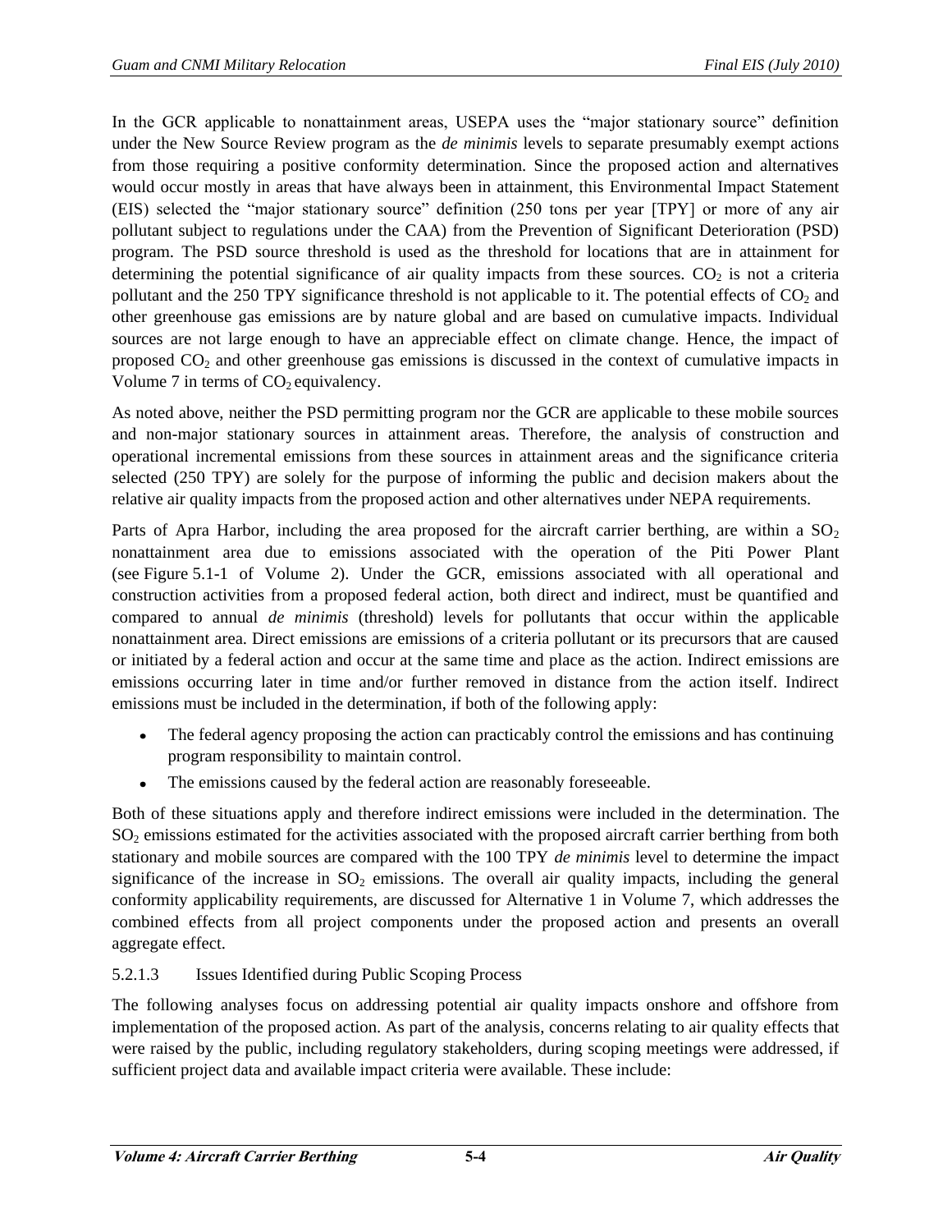In the GCR applicable to nonattainment areas, USEPA uses the "major stationary source" definition under the New Source Review program as the *de minimis* levels to separate presumably exempt actions from those requiring a positive conformity determination. Since the proposed action and alternatives would occur mostly in areas that have always been in attainment, this Environmental Impact Statement (EIS) selected the "major stationary source" definition (250 tons per year [TPY] or more of any air pollutant subject to regulations under the CAA) from the Prevention of Significant Deterioration (PSD) program. The PSD source threshold is used as the threshold for locations that are in attainment for determining the potential significance of air quality impacts from these sources. $CO_2$ is not a criteria pollutant and the 250 TPY significance threshold is not applicable to it. The potential effects of $CO_2$ and other greenhouse gas emissions are by nature global and are based on cumulative impacts. Individual sources are not large enough to have an appreciable effect on climate change. Hence, the impact of proposed $CO_2$ and other greenhouse gas emissions is discussed in the context of cumulative impacts in Volume 7 in terms of $CO_2$ equivalency.

As noted above, neither the PSD permitting program nor the GCR are applicable to these mobile sources and non-major stationary sources in attainment areas. Therefore, the analysis of construction and operational incremental emissions from these sources in attainment areas and the significance criteria selected (250 TPY) are solely for the purpose of informing the public and decision makers about the relative air quality impacts from the proposed action and other alternatives under NEPA requirements.

Parts of Apra Harbor, including the area proposed for the aircraft carrier berthing, are within a $SO_2$ nonattainment area due to emissions associated with the operation of the Piti Power Plant (see Figure 5.1-1 of Volume 2). Under the GCR, emissions associated with all operational and construction activities from a proposed federal action, both direct and indirect, must be quantified and compared to annual *de minimis* (threshold) levels for pollutants that occur within the applicable nonattainment area. Direct emissions are emissions of a criteria pollutant or its precursors that are caused or initiated by a federal action and occur at the same time and place as the action. Indirect emissions are emissions occurring later in time and/or further removed in distance from the action itself. Indirect emissions must be included in the determination, if both of the following apply:

- The federal agency proposing the action can practicably control the emissions and has continuing program responsibility to maintain control.
- The emissions caused by the federal action are reasonably foreseeable.

Both of these situations apply and therefore indirect emissions were included in the determination. The $SO_2$ emissions estimated for the activities associated with the proposed aircraft carrier berthing from both stationary and mobile sources are compared with the 100 TPY *de minimis* level to determine the impact significance of the increase in $SO_2$ emissions. The overall air quality impacts, including the general conformity applicability requirements, are discussed for Alternative 1 in Volume 7, which addresses the combined effects from all project components under the proposed action and presents an overall aggregate effect.

#### 5.2.1.3 Issues Identified during Public Scoping Process

The following analyses focus on addressing potential air quality impacts onshore and offshore from implementation of the proposed action. As part of the analysis, concerns relating to air quality effects that were raised by the public, including regulatory stakeholders, during scoping meetings were addressed, if sufficient project data and available impact criteria were available. These include: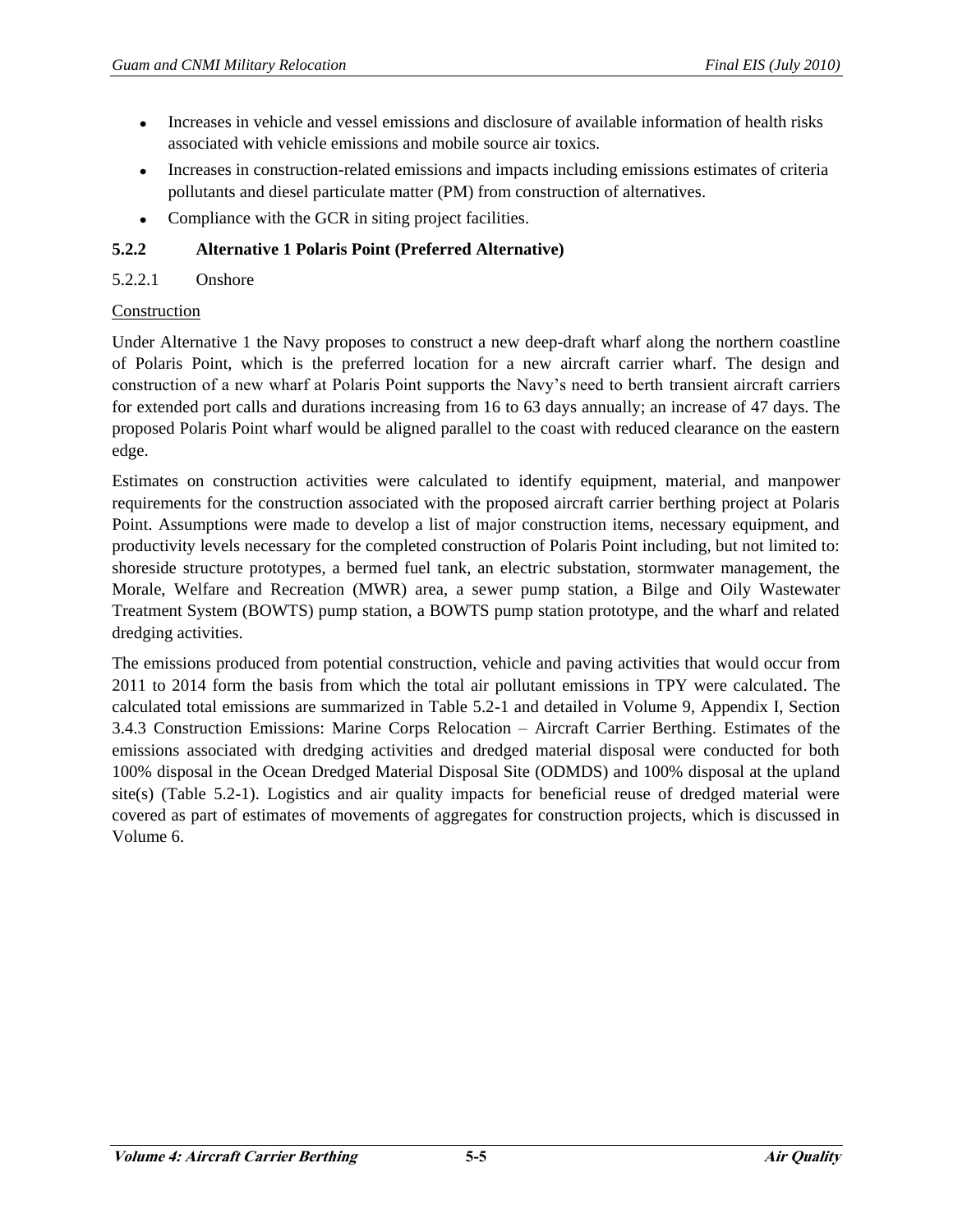- Increases in vehicle and vessel emissions and disclosure of available information of health risks associated with vehicle emissions and mobile source air toxics.
- Increases in construction-related emissions and impacts including emissions estimates of criteria pollutants and diesel particulate matter (PM) from construction of alternatives.
- Compliance with the GCR in siting project facilities.

### 5.2.2 Alternative 1 Polaris Point (Preferred Alternative)

#### 5.2.2.1 Onshore

Construction

Under Alternative 1 the Navy proposes to construct a new deep-draft wharf along the northern coastline of Polaris Point, which is the preferred location for a new aircraft carrier wharf. The design and construction of a new wharf at Polaris Point supports the Navy's need to berth transient aircraft carriers for extended port calls and durations increasing from 16 to 63 days annually; an increase of 47 days. The proposed Polaris Point wharf would be aligned parallel to the coast with reduced clearance on the eastern edge.

Estimates on construction activities were calculated to identify equipment, material, and manpower requirements for the construction associated with the proposed aircraft carrier berthing project at Polaris Point. Assumptions were made to develop a list of major construction items, necessary equipment, and productivity levels necessary for the completed construction of Polaris Point including, but not limited to: shoreside structure prototypes, a bermed fuel tank, an electric substation, stormwater management, the Morale, Welfare and Recreation (MWR) area, a sewer pump station, a Bilge and Oily Wastewater Treatment System (BOWTS) pump station, a BOWTS pump station prototype, and the wharf and related dredging activities.

The emissions produced from potential construction, vehicle and paving activities that would occur from 2011 to 2014 form the basis from which the total air pollutant emissions in TPY were calculated. The calculated total emissions are summarized in Table 5.2-1 and detailed in Volume 9, Appendix I, Section 3.4.3 Construction Emissions: Marine Corps Relocation – Aircraft Carrier Berthing. Estimates of the emissions associated with dredging activities and dredged material disposal were conducted for both 100% disposal in the Ocean Dredged Material Disposal Site (ODMDS) and 100% disposal at the upland site(s) (Table 5.2-1). Logistics and air quality impacts for beneficial reuse of dredged material were covered as part of estimates of movements of aggregates for construction projects, which is discussed in Volume 6.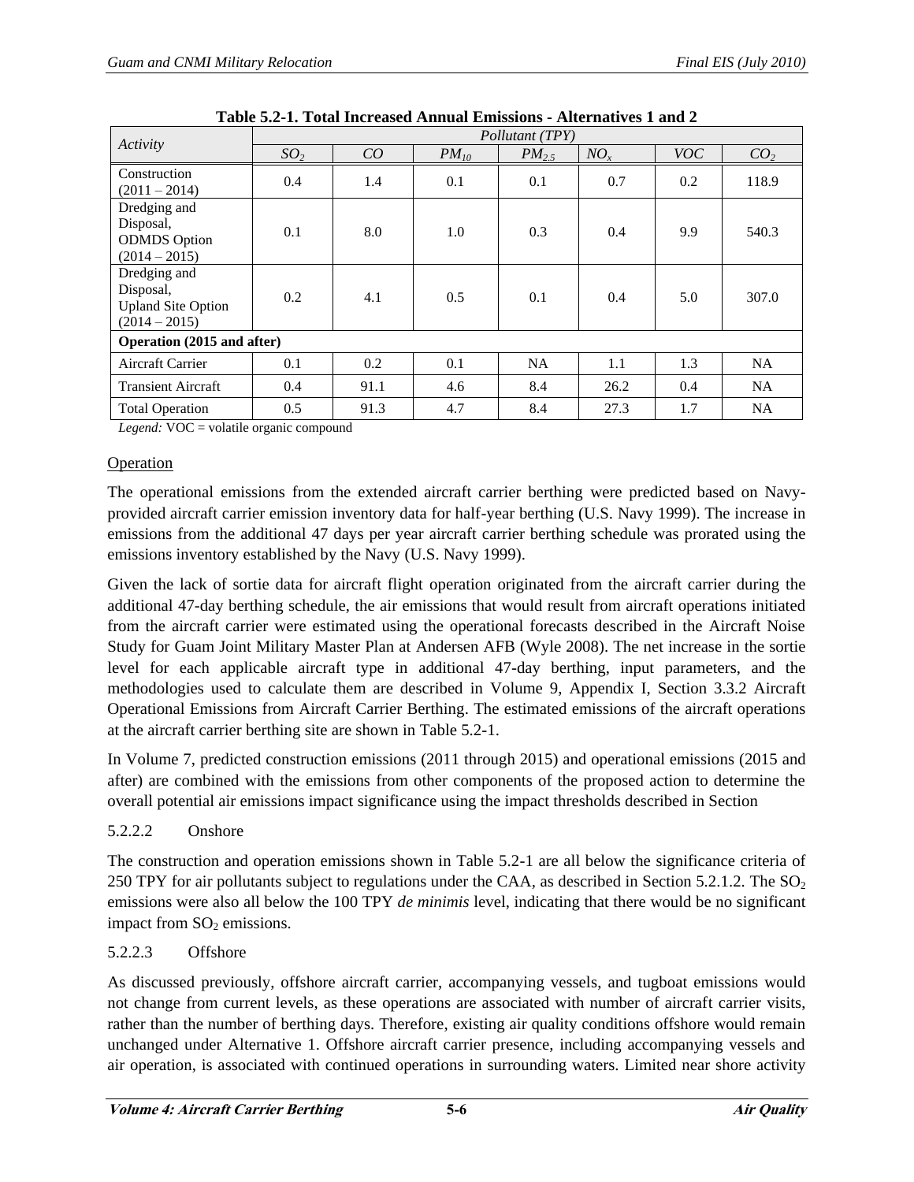Table 5.2-1. Total Increased Annual Emissions - Alternatives 1 and 2

| Activity | Pollutant (TPY) | | | | | | |
|---|---|---|---|---|---|---|---|
| | $SO_2$ | $CO$ | $PM_{10}$ | $PM_{2.5}$ | $NO_x$ | $VOC$ | $CO_2$ |
| Construction (2011 – 2014) | 0.4 | 1.4 | 0.1 | 0.1 | 0.7 | 0.2 | 118.9 |
| Dredging and Disposal, ODMDS Option (2014 – 2015) | 0.1 | 8.0 | 1.0 | 0.3 | 0.4 | 9.9 | 540.3 |
| Dredging and Disposal, Upland Site Option (2014 – 2015) | 0.2 | 4.1 | 0.5 | 0.1 | 0.4 | 5.0 | 307.0 |
| **Operation (2015 and after)** | | | | | | | |
| Aircraft Carrier | 0.1 | 0.2 | 0.1 | NA | 1.1 | 1.3 | NA |
| Transient Aircraft | 0.4 | 91.1 | 4.6 | 8.4 | 26.2 | 0.4 | NA |
| Total Operation | 0.5 | 91.3 | 4.7 | 8.4 | 27.3 | 1.7 | NA |

*Legend:* VOC = volatile organic compound

Operation

The operational emissions from the extended aircraft carrier berthing were predicted based on Navy-provided aircraft carrier emission inventory data for half-year berthing (U.S. Navy 1999). The increase in emissions from the additional 47 days per year aircraft carrier berthing schedule was prorated using the emissions inventory established by the Navy (U.S. Navy 1999).

Given the lack of sortie data for aircraft flight operation originated from the aircraft carrier during the additional 47-day berthing schedule, the air emissions that would result from aircraft operations initiated from the aircraft carrier were estimated using the operational forecasts described in the Aircraft Noise Study for Guam Joint Military Master Plan at Andersen AFB (Wyle 2008). The net increase in the sortie level for each applicable aircraft type in additional 47-day berthing, input parameters, and the methodologies used to calculate them are described in Volume 9, Appendix I, Section 3.3.2 Aircraft Operational Emissions from Aircraft Carrier Berthing. The estimated emissions of the aircraft operations at the aircraft carrier berthing site are shown in Table 5.2-1.

In Volume 7, predicted construction emissions (2011 through 2015) and operational emissions (2015 and after) are combined with the emissions from other components of the proposed action to determine the overall potential air emissions impact significance using the impact thresholds described in Section

### 5.2.2.2 Onshore

The construction and operation emissions shown in Table 5.2-1 are all below the significance criteria of 250 TPY for air pollutants subject to regulations under the CAA, as described in Section 5.2.1.2. The $SO_2$ emissions were also all below the 100 TPY *de minimis* level, indicating that there would be no significant impact from $SO_2$ emissions.

### 5.2.2.3 Offshore

As discussed previously, offshore aircraft carrier, accompanying vessels, and tugboat emissions would not change from current levels, as these operations are associated with number of aircraft carrier visits, rather than the number of berthing days. Therefore, existing air quality conditions offshore would remain unchanged under Alternative 1. Offshore aircraft carrier presence, including accompanying vessels and air operation, is associated with continued operations in surrounding waters. Limited near shore activity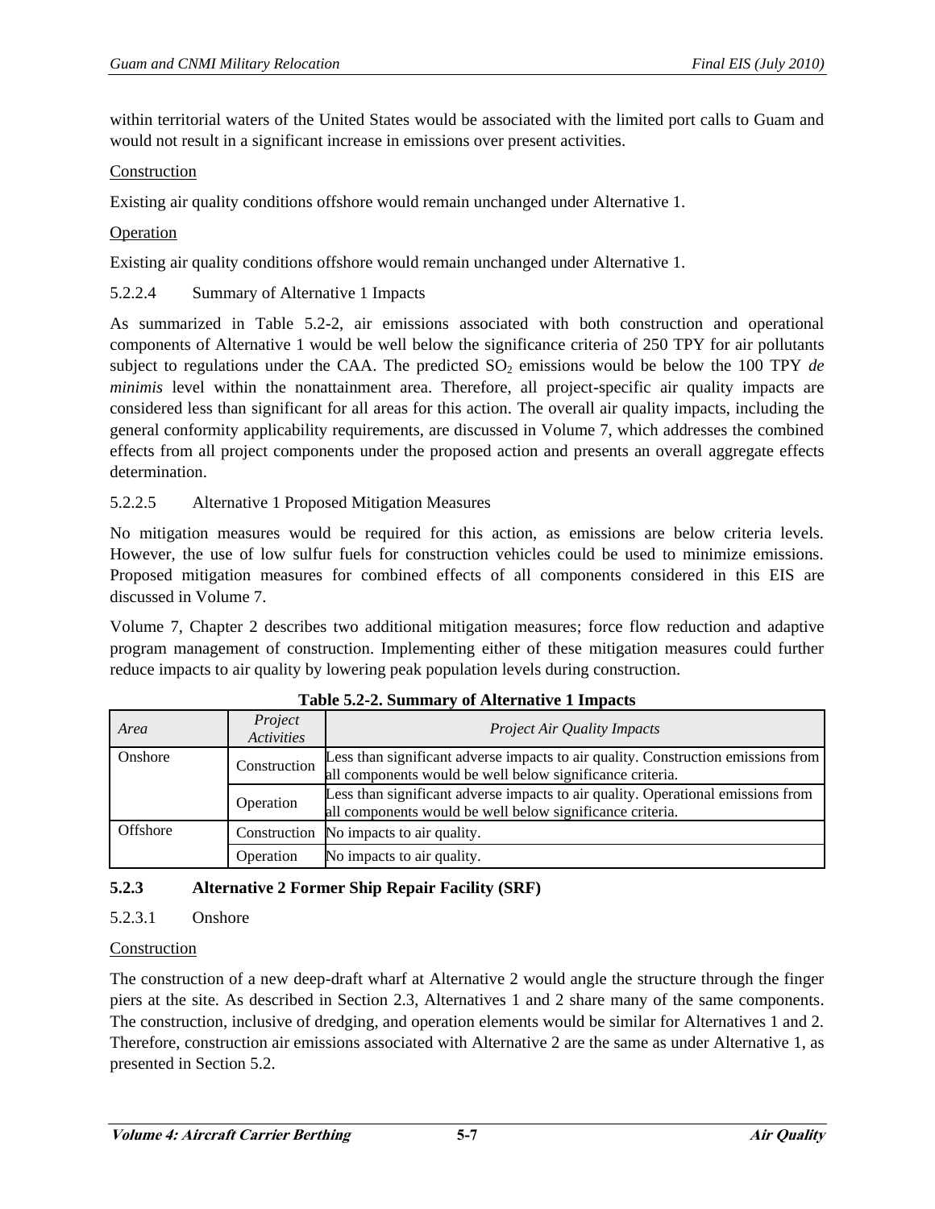within territorial waters of the United States would be associated with the limited port calls to Guam and would not result in a significant increase in emissions over present activities.

Construction

Existing air quality conditions offshore would remain unchanged under Alternative 1.

Operation

Existing air quality conditions offshore would remain unchanged under Alternative 1.

#### 5.2.2.4 Summary of Alternative 1 Impacts

As summarized in Table 5.2-2, air emissions associated with both construction and operational components of Alternative 1 would be well below the significance criteria of 250 TPY for air pollutants subject to regulations under the CAA. The predicted $SO_2$ emissions would be below the 100 TPY *de minimis* level within the nonattainment area. Therefore, all project-specific air quality impacts are considered less than significant for all areas for this action. The overall air quality impacts, including the general conformity applicability requirements, are discussed in Volume 7, which addresses the combined effects from all project components under the proposed action and presents an overall aggregate effects determination.

#### 5.2.2.5 Alternative 1 Proposed Mitigation Measures

No mitigation measures would be required for this action, as emissions are below criteria levels. However, the use of low sulfur fuels for construction vehicles could be used to minimize emissions. Proposed mitigation measures for combined effects of all components considered in this EIS are discussed in Volume 7.

Volume 7, Chapter 2 describes two additional mitigation measures; force flow reduction and adaptive program management of construction. Implementing either of these mitigation measures could further reduce impacts to air quality by lowering peak population levels during construction.

**Table 5.2-2. Summary of Alternative 1 Impacts**

| *Area* | *Project Activities* | *Project Air Quality Impacts* |
|---|---|---|
| Onshore | Construction | Less than significant adverse impacts to air quality. Construction emissions from all components would be well below significance criteria. |
| | Operation | Less than significant adverse impacts to air quality. Operational emissions from all components would be well below significance criteria. |
| Offshore | Construction | No impacts to air quality. |
| | Operation | No impacts to air quality. |

### 5.2.3 Alternative 2 Former Ship Repair Facility (SRF)

#### 5.2.3.1 Onshore

Construction

The construction of a new deep-draft wharf at Alternative 2 would angle the structure through the finger piers at the site. As described in Section 2.3, Alternatives 1 and 2 share many of the same components. The construction, inclusive of dredging, and operation elements would be similar for Alternatives 1 and 2. Therefore, construction air emissions associated with Alternative 2 are the same as under Alternative 1, as presented in Section 5.2.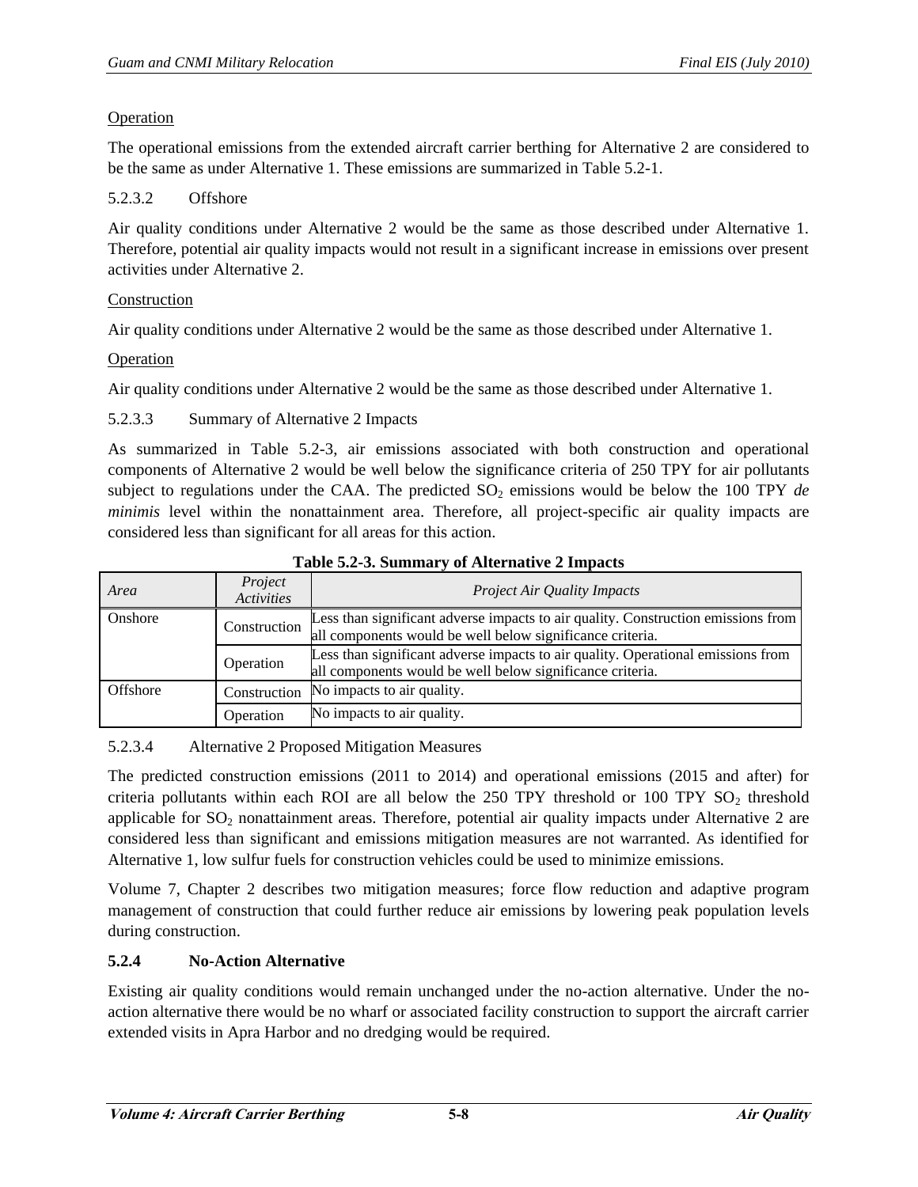Operation

The operational emissions from the extended aircraft carrier berthing for Alternative 2 are considered to be the same as under Alternative 1. These emissions are summarized in Table 5.2-1.

#### 5.2.3.2 Offshore

Air quality conditions under Alternative 2 would be the same as those described under Alternative 1. Therefore, potential air quality impacts would not result in a significant increase in emissions over present activities under Alternative 2.

Construction

Air quality conditions under Alternative 2 would be the same as those described under Alternative 1.

Operation

Air quality conditions under Alternative 2 would be the same as those described under Alternative 1.

#### 5.2.3.3 Summary of Alternative 2 Impacts

As summarized in Table 5.2-3, air emissions associated with both construction and operational components of Alternative 2 would be well below the significance criteria of 250 TPY for air pollutants subject to regulations under the CAA. The predicted $SO_2$ emissions would be below the 100 TPY *de minimis* level within the nonattainment area. Therefore, all project-specific air quality impacts are considered less than significant for all areas for this action.

**Table 5.2-3. Summary of Alternative 2 Impacts**

| *Area* | *Project Activities* | *Project Air Quality Impacts* |
|---|---|---|
| Onshore | Construction | Less than significant adverse impacts to air quality. Construction emissions from all components would be well below significance criteria. |
| | Operation | Less than significant adverse impacts to air quality. Operational emissions from all components would be well below significance criteria. |
| Offshore | Construction | No impacts to air quality. |
| | Operation | No impacts to air quality. |

#### 5.2.3.4 Alternative 2 Proposed Mitigation Measures

The predicted construction emissions (2011 to 2014) and operational emissions (2015 and after) for criteria pollutants within each ROI are all below the 250 TPY threshold or 100 TPY $SO_2$ threshold applicable for $SO_2$ nonattainment areas. Therefore, potential air quality impacts under Alternative 2 are considered less than significant and emissions mitigation measures are not warranted. As identified for Alternative 1, low sulfur fuels for construction vehicles could be used to minimize emissions.

Volume 7, Chapter 2 describes two mitigation measures; force flow reduction and adaptive program management of construction that could further reduce air emissions by lowering peak population levels during construction.

### 5.2.4 No-Action Alternative

Existing air quality conditions would remain unchanged under the no-action alternative. Under the no-action alternative there would be no wharf or associated facility construction to support the aircraft carrier extended visits in Apra Harbor and no dredging would be required.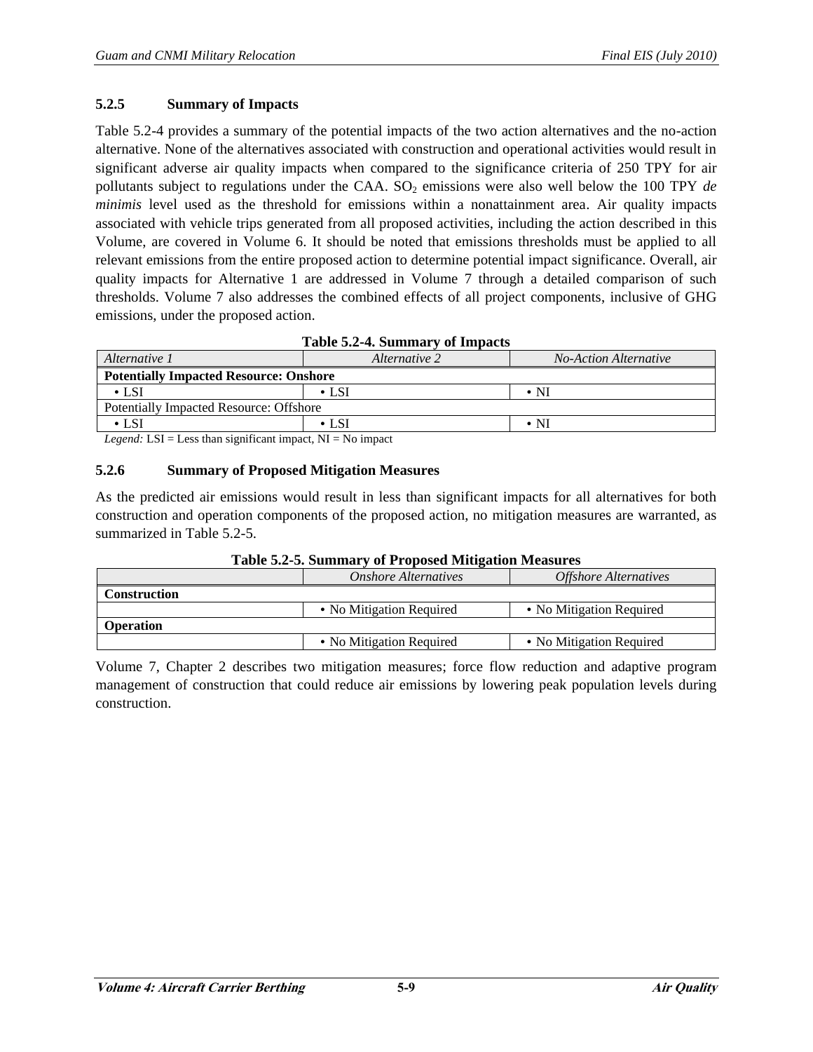### 5.2.5 Summary of Impacts

Table 5.2-4 provides a summary of the potential impacts of the two action alternatives and the no-action alternative. None of the alternatives associated with construction and operational activities would result in significant adverse air quality impacts when compared to the significance criteria of 250 TPY for air pollutants subject to regulations under the CAA. $SO_2$ emissions were also well below the 100 TPY *de minimis* level used as the threshold for emissions within a nonattainment area. Air quality impacts associated with vehicle trips generated from all proposed activities, including the action described in this Volume, are covered in Volume 6. It should be noted that emissions thresholds must be applied to all relevant emissions from the entire proposed action to determine potential impact significance. Overall, air quality impacts for Alternative 1 are addressed in Volume 7 through a detailed comparison of such thresholds. Volume 7 also addresses the combined effects of all project components, inclusive of GHG emissions, under the proposed action.

**Table 5.2-4. Summary of Impacts**

| *Alternative 1* | *Alternative 2* | *No-Action Alternative* |
|---|---|---|
| **Potentially Impacted Resource: Onshore** | | |
| • LSI | • LSI | • NI |
| Potentially Impacted Resource: Offshore | | |
| • LSI | • LSI | • NI |

*Legend:* LSI = Less than significant impact, NI = No impact

### 5.2.6 Summary of Proposed Mitigation Measures

As the predicted air emissions would result in less than significant impacts for all alternatives for both construction and operation components of the proposed action, no mitigation measures are warranted, as summarized in Table 5.2-5.

**Table 5.2-5. Summary of Proposed Mitigation Measures**

| | *Onshore Alternatives* | *Offshore Alternatives* |
|---|---|---|
| **Construction** | | |
| | • No Mitigation Required | • No Mitigation Required |
| **Operation** | | |
| | • No Mitigation Required | • No Mitigation Required |

Volume 7, Chapter 2 describes two mitigation measures; force flow reduction and adaptive program management of construction that could reduce air emissions by lowering peak population levels during construction.